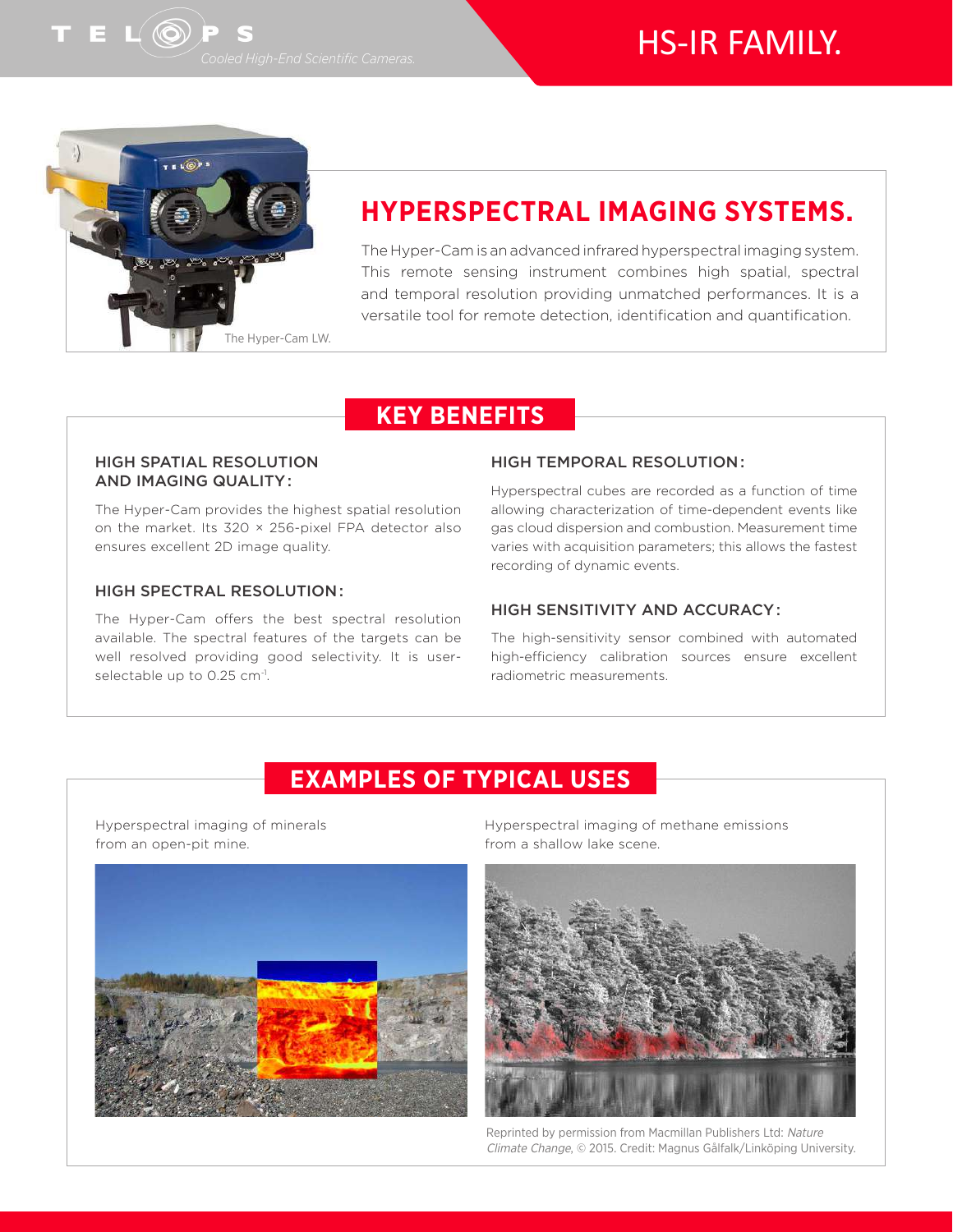# HS-IR FAMILY.

The Hyper-Cam LW.

## HYPERSPECTRAL IMAGING SYSTEMS.

The Hyper-Cam is an advanced infrared hyperspectral imaging system. This remote sensing instrument combines high spatial, spectral and temporal resolution providing unmatched performances. It is a versatile tool for remote detection, identification and quantification.

## KEY BENEFITS

### HIGH SPATIAL RESOLUTION AND IMAGING QUALITY:

The Hyper-Cam provides the highest spatial resolution on the market. Its 320 × 256-pixel FPA detector also ensures excellent 2D image quality.

### HIGH SPECTRAL RESOLUTION:

The Hyper-Cam offers the best spectral resolution available. The spectral features of the targets can be well resolved providing good selectivity. It is user-selectable up to 0.25 $cm^{-1}$.

### HIGH TEMPORAL RESOLUTION:

Hyperspectral cubes are recorded as a function of time allowing characterization of time-dependent events like gas cloud dispersion and combustion. Measurement time varies with acquisition parameters; this allows the fastest recording of dynamic events.

### HIGH SENSITIVITY AND ACCURACY:

The high-sensitivity sensor combined with automated high-efficiency calibration sources ensure excellent radiometric measurements.

## EXAMPLES OF TYPICAL USES

Hyperspectral imaging of minerals from an open-pit mine.

Hyperspectral imaging of methane emissions from a shallow lake scene.

Reprinted by permission from Macmillan Publishers Ltd: *Nature Climate Change*, © 2015. Credit: Magnus Gålfalk/Linköping University.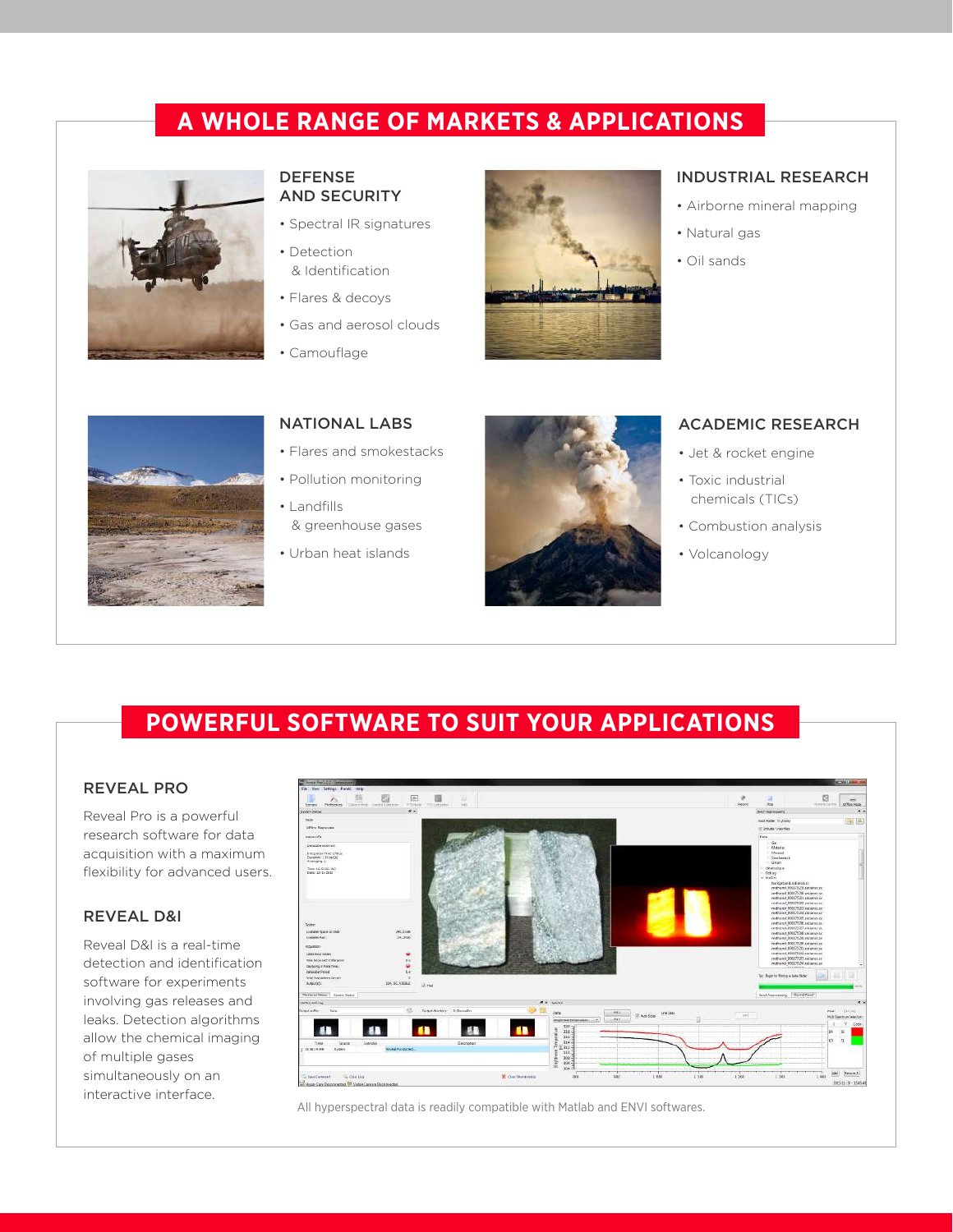# A WHOLE RANGE OF MARKETS & APPLICATIONS

### DEFENSE AND SECURITY

- Spectral IR signatures
- Detection & Identification
- Flares & decoys
- Gas and aerosol clouds
- Camouflage

### INDUSTRIAL RESEARCH

- Airborne mineral mapping
- Natural gas
- Oil sands

### NATIONAL LABS

- Flares and smokestacks
- Pollution monitoring
- Landfills & greenhouse gases
- Urban heat islands

### ACADEMIC RESEARCH

- Jet & rocket engine
- Toxic industrial chemicals (TICs)
- Combustion analysis
- Volcanology

# POWERFUL SOFTWARE TO SUIT YOUR APPLICATIONS

### REVEAL PRO

Reveal Pro is a powerful research software for data acquisition with a maximum flexibility for advanced users.

### REVEAL D&I

Reveal D&I is a real-time detection and identification software for experiments involving gas releases and leaks. Detection algorithms allow the chemical imaging of multiple gases simultaneously on an interactive interface.

All hyperspectral data is readily compatible with Matlab and ENVI softwares.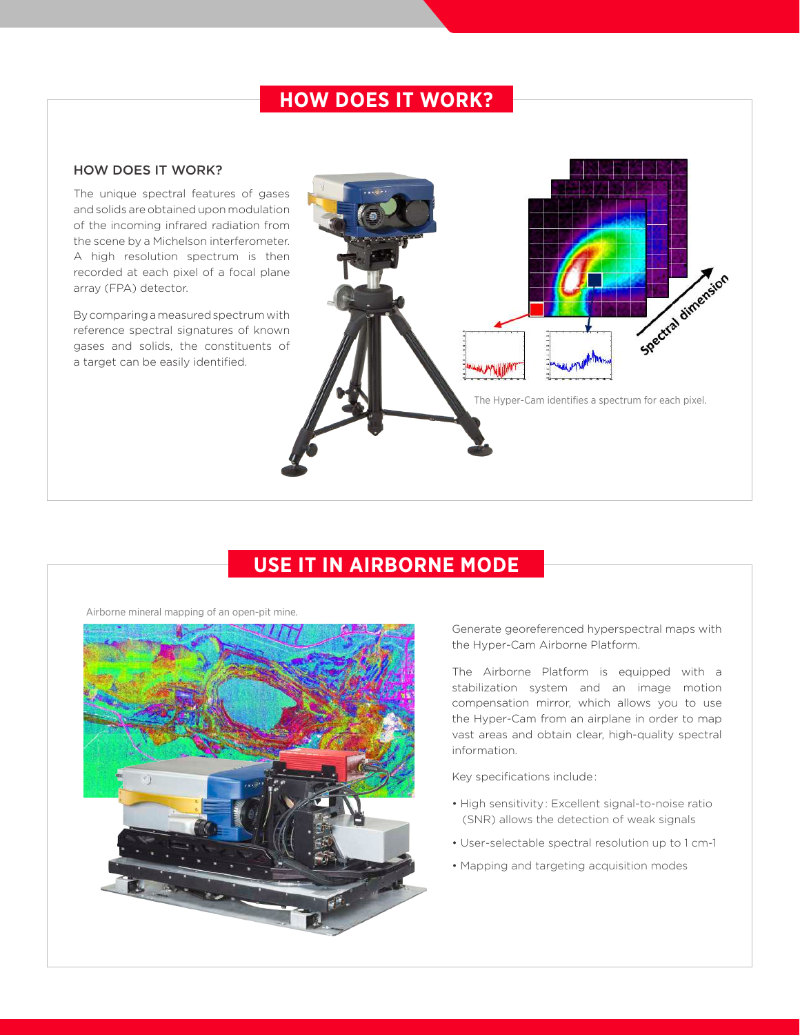# HOW DOES IT WORK?

## HOW DOES IT WORK?

The unique spectral features of gases and solids are obtained upon modulation of the incoming infrared radiation from the scene by a Michelson interferometer. A high resolution spectrum is then recorded at each pixel of a focal plane array (FPA) detector.

By comparing a measured spectrum with reference spectral signatures of known gases and solids, the constituents of a target can be easily identified.

The Hyper-Cam identifies a spectrum for each pixel.

# USE IT IN AIRBORNE MODE

Airborne mineral mapping of an open-pit mine.

Generate georeferenced hyperspectral maps with the Hyper-Cam Airborne Platform.

The Airborne Platform is equipped with a stabilization system and an image motion compensation mirror, which allows you to use the Hyper-Cam from an airplane in order to map vast areas and obtain clear, high-quality spectral information.

Key specifications include:

- High sensitivity: Excellent signal-to-noise ratio (SNR) allows the detection of weak signals
- User-selectable spectral resolution up to 1 cm-1
- Mapping and targeting acquisition modes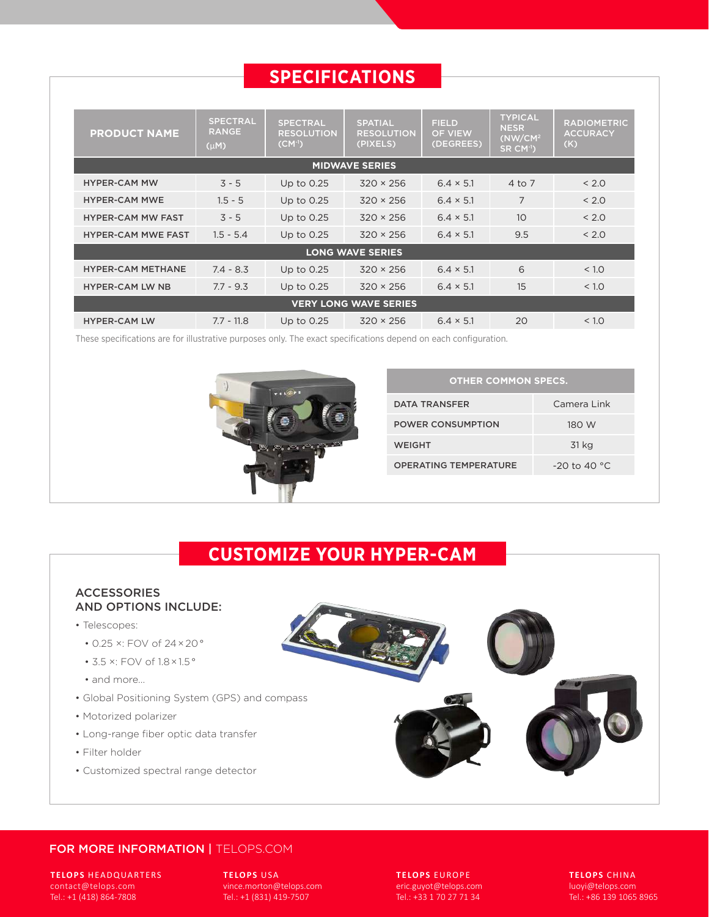## SPECIFICATIONS

| PRODUCT NAME | SPECTRAL RANGE (μM) | SPECTRAL RESOLUTION ($CM^{-1}$) | SPATIAL RESOLUTION (PIXELS) | FIELD OF VIEW (DEGREES) | TYPICAL NESR ($NW/CM^2$ SR $CM^{-1}$) | RADIOMETRIC ACCURACY (K) |
|---|---|---|---|---|---|---|
| **MIDWAVE SERIES** | | | | | | |
| HYPER-CAM MW | 3 - 5 | Up to 0.25 | 320 × 256 | 6.4 × 5.1 | 4 to 7 | < 2.0 |
| HYPER-CAM MWE | 1.5 - 5 | Up to 0.25 | 320 × 256 | 6.4 × 5.1 | 7 | < 2.0 |
| HYPER-CAM MW FAST | 3 - 5 | Up to 0.25 | 320 × 256 | 6.4 × 5.1 | 10 | < 2.0 |
| HYPER-CAM MWE FAST | 1.5 - 5.4 | Up to 0.25 | 320 × 256 | 6.4 × 5.1 | 9.5 | < 2.0 |
| **LONG WAVE SERIES** | | | | | | |
| HYPER-CAM METHANE | 7.4 - 8.3 | Up to 0.25 | 320 × 256 | 6.4 × 5.1 | 6 | < 1.0 |
| HYPER-CAM LW NB | 7.7 - 9.3 | Up to 0.25 | 320 × 256 | 6.4 × 5.1 | 15 | < 1.0 |
| **VERY LONG WAVE SERIES** | | | | | | |
| HYPER-CAM LW | 7.7 - 11.8 | Up to 0.25 | 320 × 256 | 6.4 × 5.1 | 20 | < 1.0 |

These specifications are for illustrative purposes only. The exact specifications depend on each configuration.

| OTHER COMMON SPECS. | |
|---|---|
| DATA TRANSFER | Camera Link |
| POWER CONSUMPTION | 180 W |
| WEIGHT | 31 kg |
| OPERATING TEMPERATURE | -20 to 40 °C |

## CUSTOMIZE YOUR HYPER-CAM

### ACCESSORIES AND OPTIONS INCLUDE:

- Telescopes:
  - 0.25 ×: FOV of 24 × 20 °
  - 3.5 ×: FOV of 1.8 × 1.5 °
  - and more...
- Global Positioning System (GPS) and compass
- Motorized polarizer
- Long-range fiber optic data transfer
- Filter holder
- Customized spectral range detector

**FOR MORE INFORMATION |** TELOPS.COM

**TELOPS** HEADQUARTERS
contact@telops.com
Tel.: +1 (418) 864-7808

**TELOPS** USA
vince.morton@telops.com
Tel.: +1 (831) 419-7507

**TELOPS** EUROPE
eric.guyot@telops.com
Tel.: +33 1 70 27 71 34

**TELOPS** CHINA
luoyi@telops.com
Tel.: +86 139 1065 8965